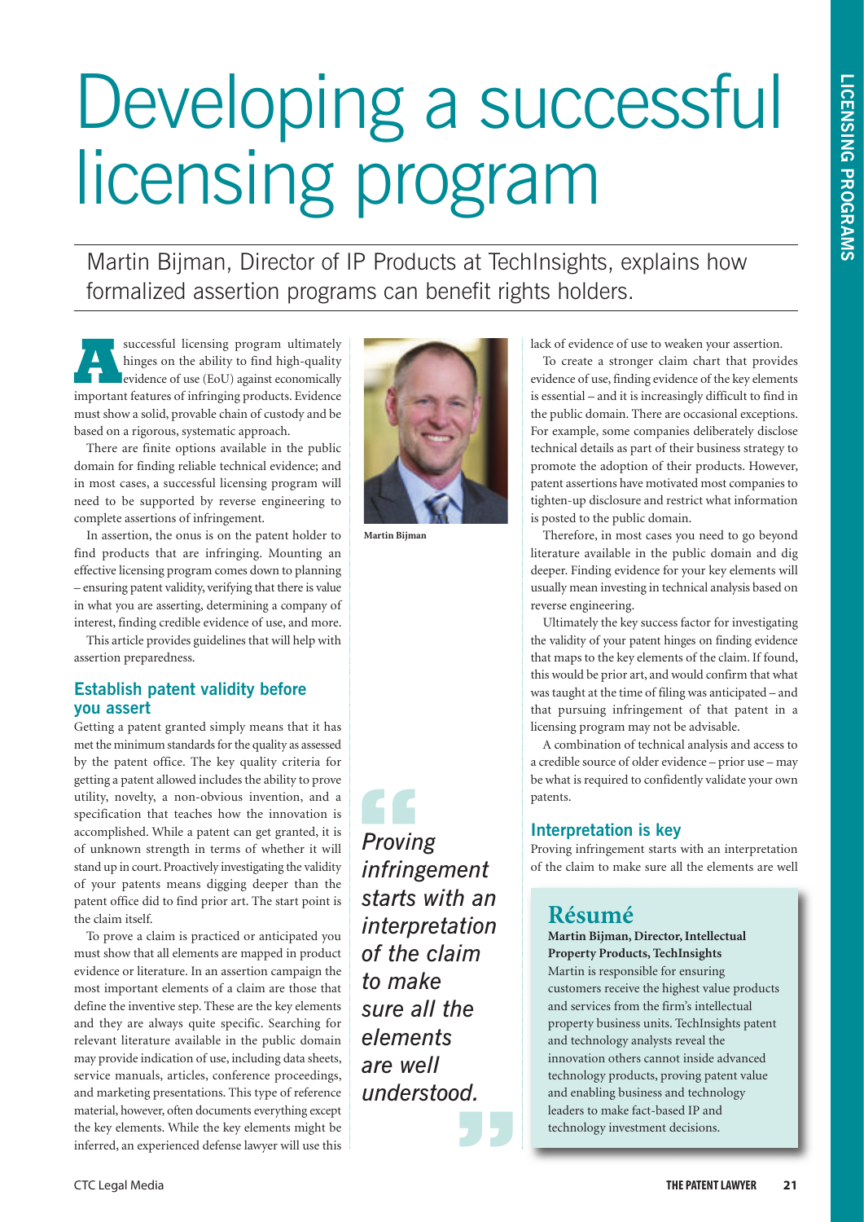# Developing a successful licensing program

Martin Bijman, Director of IP Products at TechInsights, explains how formalized assertion programs can benefit rights holders.

A successful licensing program ultimately hinges on the ability to find high-quality evidence of use (EoU) against economically important features of infringing products. Evidence must show a solid, provable chain of custody and be based on a rigorous, systematic approach.

There are finite options available in the public domain for finding reliable technical evidence; and in most cases, a successful licensing program will need to be supported by reverse engineering to complete assertions of infringement.

In assertion, the onus is on the patent holder to find products that are infringing. Mounting an effective licensing program comes down to planning – ensuring patent validity, verifying that there is value in what you are asserting, determining a company of interest, finding credible evidence of use, and more.

This article provides guidelines that will help with assertion preparedness.

Martin Bijman

## Establish patent validity before you assert

Getting a patent granted simply means that it has met the minimum standards for the quality as assessed by the patent office. The key quality criteria for getting a patent allowed includes the ability to prove utility, novelty, a non-obvious invention, and a specification that teaches how the innovation is accomplished. While a patent can get granted, it is of unknown strength in terms of whether it will stand up in court. Proactively investigating the validity of your patents means digging deeper than the patent office did to find prior art. The start point is the claim itself.

To prove a claim is practiced or anticipated you must show that all elements are mapped in product evidence or literature. In an assertion campaign the most important elements of a claim are those that define the inventive step. These are the key elements and they are always quite specific. Searching for relevant literature available in the public domain may provide indication of use, including data sheets, service manuals, articles, conference proceedings, and marketing presentations. This type of reference material, however, often documents everything except the key elements. While the key elements might be inferred, an experienced defense lawyer will use this lack of evidence of use to weaken your assertion.

> *Proving infringement starts with an interpretation of the claim to make sure all the elements are well understood.*

To create a stronger claim chart that provides evidence of use, finding evidence of the key elements is essential – and it is increasingly difficult to find in the public domain. There are occasional exceptions. For example, some companies deliberately disclose technical details as part of their business strategy to promote the adoption of their products. However, patent assertions have motivated most companies to tighten-up disclosure and restrict what information is posted to the public domain.

Therefore, in most cases you need to go beyond literature available in the public domain and dig deeper. Finding evidence for your key elements will usually mean investing in technical analysis based on reverse engineering.

Ultimately the key success factor for investigating the validity of your patent hinges on finding evidence that maps to the key elements of the claim. If found, this would be prior art, and would confirm that what was taught at the time of filing was anticipated – and that pursuing infringement of that patent in a licensing program may not be advisable.

A combination of technical analysis and access to a credible source of older evidence – prior use – may be what is required to confidently validate your own patents.

## Interpretation is key

Proving infringement starts with an interpretation of the claim to make sure all the elements are well

### Résumé

**Martin Bijman, Director, Intellectual Property Products, TechInsights**

Martin is responsible for ensuring customers receive the highest value products and services from the firm's intellectual property business units. TechInsights patent and technology analysts reveal the innovation others cannot inside advanced technology products, proving patent value and enabling business and technology leaders to make fact-based IP and technology investment decisions.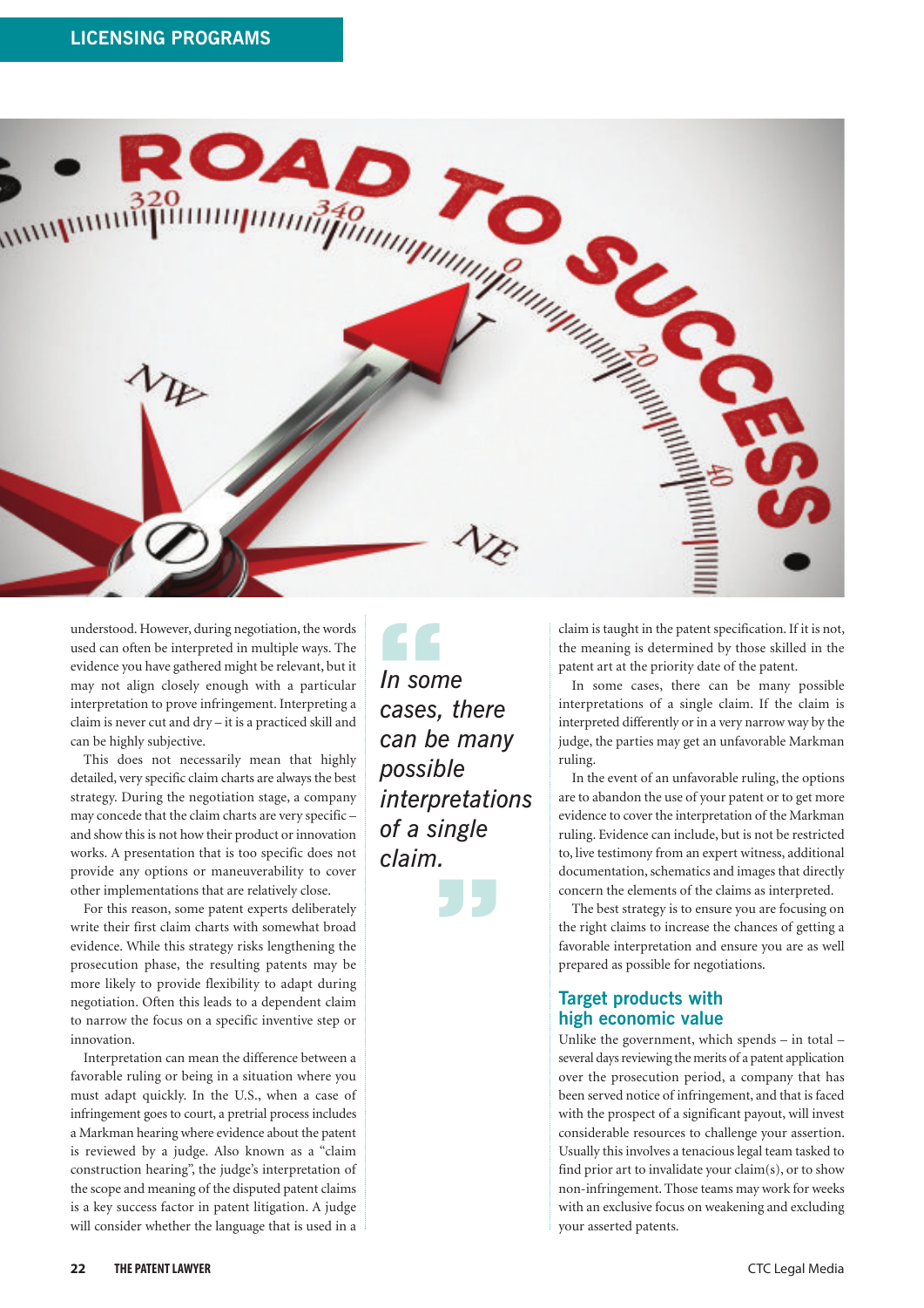understood. However, during negotiation, the words used can often be interpreted in multiple ways. The evidence you have gathered might be relevant, but it may not align closely enough with a particular interpretation to prove infringement. Interpreting a claim is never cut and dry – it is a practiced skill and can be highly subjective.

This does not necessarily mean that highly detailed, very specific claim charts are always the best strategy. During the negotiation stage, a company may concede that the claim charts are very specific – and show this is not how their product or innovation works. A presentation that is too specific does not provide any options or maneuverability to cover other implementations that are relatively close.

For this reason, some patent experts deliberately write their first claim charts with somewhat broad evidence. While this strategy risks lengthening the prosecution phase, the resulting patents may be more likely to provide flexibility to adapt during negotiation. Often this leads to a dependent claim to narrow the focus on a specific inventive step or innovation.

Interpretation can mean the difference between a favorable ruling or being in a situation where you must adapt quickly. In the U.S., when a case of infringement goes to court, a pretrial process includes a Markman hearing where evidence about the patent is reviewed by a judge. Also known as a "claim construction hearing", the judge's interpretation of the scope and meaning of the disputed patent claims is a key success factor in patent litigation. A judge will consider whether the language that is used in a claim is taught in the patent specification. If it is not, the meaning is determined by those skilled in the patent art at the priority date of the patent.

> *In some cases, there can be many possible interpretations of a single claim.*

In some cases, there can be many possible interpretations of a single claim. If the claim is interpreted differently or in a very narrow way by the judge, the parties may get an unfavorable Markman ruling.

In the event of an unfavorable ruling, the options are to abandon the use of your patent or to get more evidence to cover the interpretation of the Markman ruling. Evidence can include, but is not be restricted to, live testimony from an expert witness, additional documentation, schematics and images that directly concern the elements of the claims as interpreted.

The best strategy is to ensure you are focusing on the right claims to increase the chances of getting a favorable interpretation and ensure you are as well prepared as possible for negotiations.

## Target products with high economic value

Unlike the government, which spends – in total – several days reviewing the merits of a patent application over the prosecution period, a company that has been served notice of infringement, and that is faced with the prospect of a significant payout, will invest considerable resources to challenge your assertion. Usually this involves a tenacious legal team tasked to find prior art to invalidate your claim(s), or to show non-infringement. Those teams may work for weeks with an exclusive focus on weakening and excluding your asserted patents.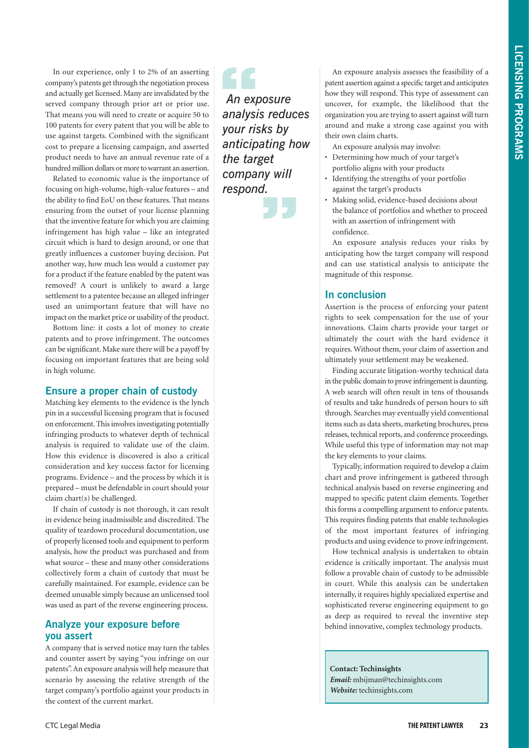In our experience, only 1 to 2% of an asserting company's patents get through the negotiation process and actually get licensed. Many are invalidated by the served company through prior art or prior use. That means you will need to create or acquire 50 to 100 patents for every patent that you will be able to use against targets. Combined with the significant cost to prepare a licensing campaign, and asserted product needs to have an annual revenue rate of a hundred million dollars or more to warrant an assertion.

Related to economic value is the importance of focusing on high-volume, high-value features – and the ability to find EoU on these features. That means ensuring from the outset of your license planning that the inventive feature for which you are claiming infringement has high value – like an integrated circuit which is hard to design around, or one that greatly influences a customer buying decision. Put another way, how much less would a customer pay for a product if the feature enabled by the patent was removed? A court is unlikely to award a large settlement to a patentee because an alleged infringer used an unimportant feature that will have no impact on the market price or usability of the product.

Bottom line: it costs a lot of money to create patents and to prove infringement. The outcomes can be significant. Make sure there will be a payoff by focusing on important features that are being sold in high volume.

## Ensure a proper chain of custody

Matching key elements to the evidence is the lynch pin in a successful licensing program that is focused on enforcement. This involves investigating potentially infringing products to whatever depth of technical analysis is required to validate use of the claim. How this evidence is discovered is also a critical consideration and key success factor for licensing programs. Evidence – and the process by which it is prepared – must be defendable in court should your claim chart(s) be challenged.

If chain of custody is not thorough, it can result in evidence being inadmissible and discredited. The quality of teardown procedural documentation, use of properly licensed tools and equipment to perform analysis, how the product was purchased and from what source – these and many other considerations collectively form a chain of custody that must be carefully maintained. For example, evidence can be deemed unusable simply because an unlicensed tool was used as part of the reverse engineering process.

## Analyze your exposure before you assert

A company that is served notice may turn the tables and counter assert by saying "you infringe on our patents". An exposure analysis will help measure that scenario by assessing the relative strength of the target company's portfolio against your products in the context of the current market.

> *"An exposure analysis reduces your risks by anticipating how the target company will respond."*

An exposure analysis assesses the feasibility of a patent assertion against a specific target and anticipates how they will respond. This type of assessment can uncover, for example, the likelihood that the organization you are trying to assert against will turn around and make a strong case against you with their own claim charts.

An exposure analysis may involve:

- Determining how much of your target's portfolio aligns with your products
- Identifying the strengths of your portfolio against the target's products
- Making solid, evidence-based decisions about the balance of portfolios and whether to proceed with an assertion of infringement with confidence.

An exposure analysis reduces your risks by anticipating how the target company will respond and can use statistical analysis to anticipate the magnitude of this response.

## In conclusion

Assertion is the process of enforcing your patent rights to seek compensation for the use of your innovations. Claim charts provide your target or ultimately the court with the hard evidence it requires. Without them, your claim of assertion and ultimately your settlement may be weakened.

Finding accurate litigation-worthy technical data in the public domain to prove infringement is daunting. A web search will often result in tens of thousands of results and take hundreds of person hours to sift through. Searches may eventually yield conventional items such as data sheets, marketing brochures, press releases, technical reports, and conference proceedings. While useful this type of information may not map the key elements to your claims.

Typically, information required to develop a claim chart and prove infringement is gathered through technical analysis based on reverse engineering and mapped to specific patent claim elements. Together this forms a compelling argument to enforce patents. This requires finding patents that enable technologies of the most important features of infringing products and using evidence to prove infringement.

How technical analysis is undertaken to obtain evidence is critically important. The analysis must follow a provable chain of custody to be admissible in court. While this analysis can be undertaken internally, it requires highly specialized expertise and sophisticated reverse engineering equipment to go as deep as required to reveal the inventive step behind innovative, complex technology products.

**Contact: Techinsights**
***Email:*** mbijman@techinsights.com
***Website:*** techinsights.com